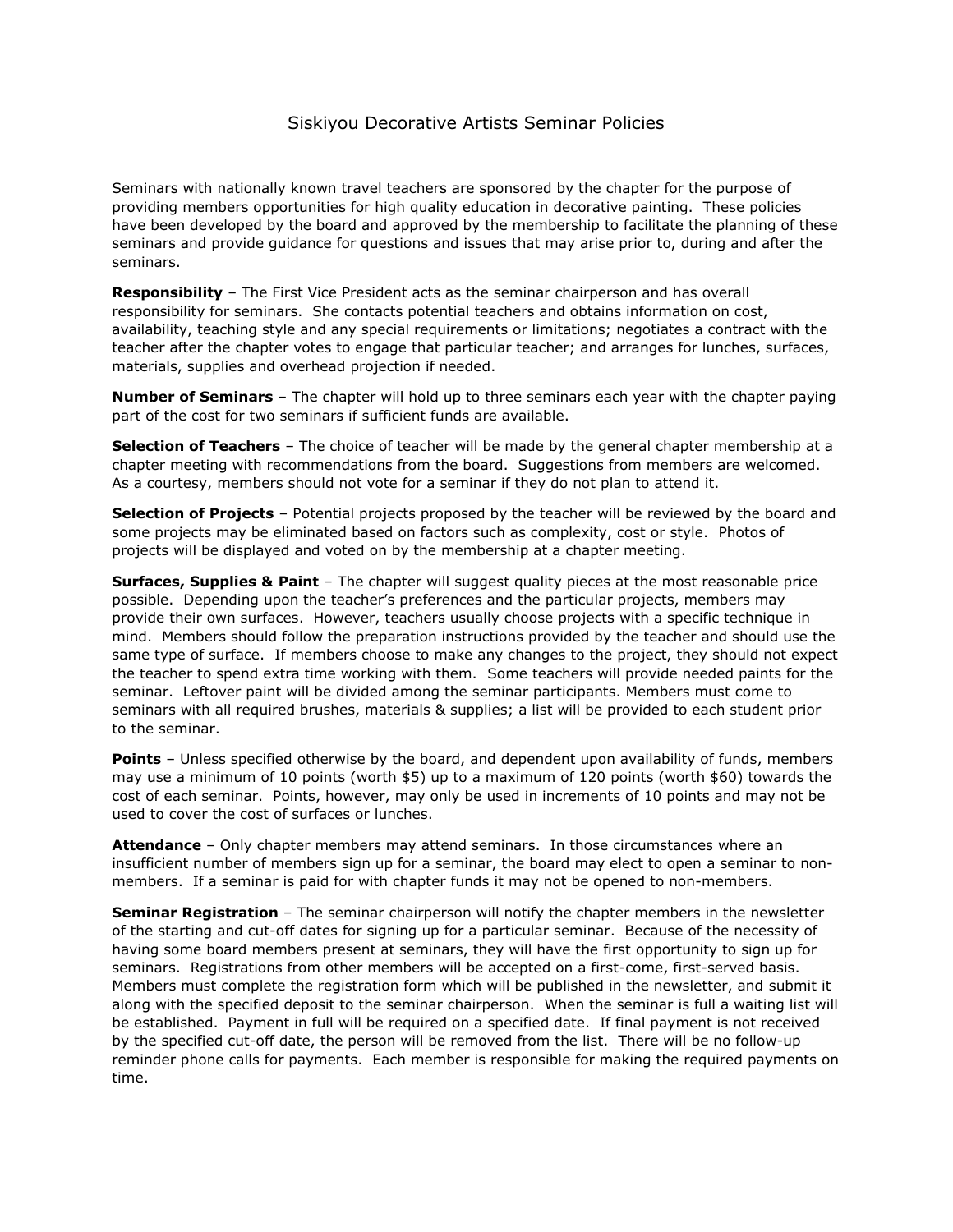# Siskiyou Decorative Artists Seminar Policies

Seminars with nationally known travel teachers are sponsored by the chapter for the purpose of providing members opportunities for high quality education in decorative painting. These policies have been developed by the board and approved by the membership to facilitate the planning of these seminars and provide guidance for questions and issues that may arise prior to, during and after the seminars.

**Responsibility** – The First Vice President acts as the seminar chairperson and has overall responsibility for seminars. She contacts potential teachers and obtains information on cost, availability, teaching style and any special requirements or limitations; negotiates a contract with the teacher after the chapter votes to engage that particular teacher; and arranges for lunches, surfaces, materials, supplies and overhead projection if needed.

**Number of Seminars** – The chapter will hold up to three seminars each year with the chapter paying part of the cost for two seminars if sufficient funds are available.

**Selection of Teachers** – The choice of teacher will be made by the general chapter membership at a chapter meeting with recommendations from the board. Suggestions from members are welcomed. As a courtesy, members should not vote for a seminar if they do not plan to attend it.

**Selection of Projects** – Potential projects proposed by the teacher will be reviewed by the board and some projects may be eliminated based on factors such as complexity, cost or style. Photos of projects will be displayed and voted on by the membership at a chapter meeting.

**Surfaces, Supplies & Paint** – The chapter will suggest quality pieces at the most reasonable price possible. Depending upon the teacher's preferences and the particular projects, members may provide their own surfaces. However, teachers usually choose projects with a specific technique in mind. Members should follow the preparation instructions provided by the teacher and should use the same type of surface. If members choose to make any changes to the project, they should not expect the teacher to spend extra time working with them. Some teachers will provide needed paints for the seminar. Leftover paint will be divided among the seminar participants. Members must come to seminars with all required brushes, materials & supplies; a list will be provided to each student prior to the seminar.

**Points** – Unless specified otherwise by the board, and dependent upon availability of funds, members may use a minimum of 10 points (worth $5) up to a maximum of 120 points (worth $60) towards the cost of each seminar. Points, however, may only be used in increments of 10 points and may not be used to cover the cost of surfaces or lunches.

**Attendance** – Only chapter members may attend seminars. In those circumstances where an insufficient number of members sign up for a seminar, the board may elect to open a seminar to non-members. If a seminar is paid for with chapter funds it may not be opened to non-members.

**Seminar Registration** – The seminar chairperson will notify the chapter members in the newsletter of the starting and cut-off dates for signing up for a particular seminar. Because of the necessity of having some board members present at seminars, they will have the first opportunity to sign up for seminars. Registrations from other members will be accepted on a first-come, first-served basis. Members must complete the registration form which will be published in the newsletter, and submit it along with the specified deposit to the seminar chairperson. When the seminar is full a waiting list will be established. Payment in full will be required on a specified date. If final payment is not received by the specified cut-off date, the person will be removed from the list. There will be no follow-up reminder phone calls for payments. Each member is responsible for making the required payments on time.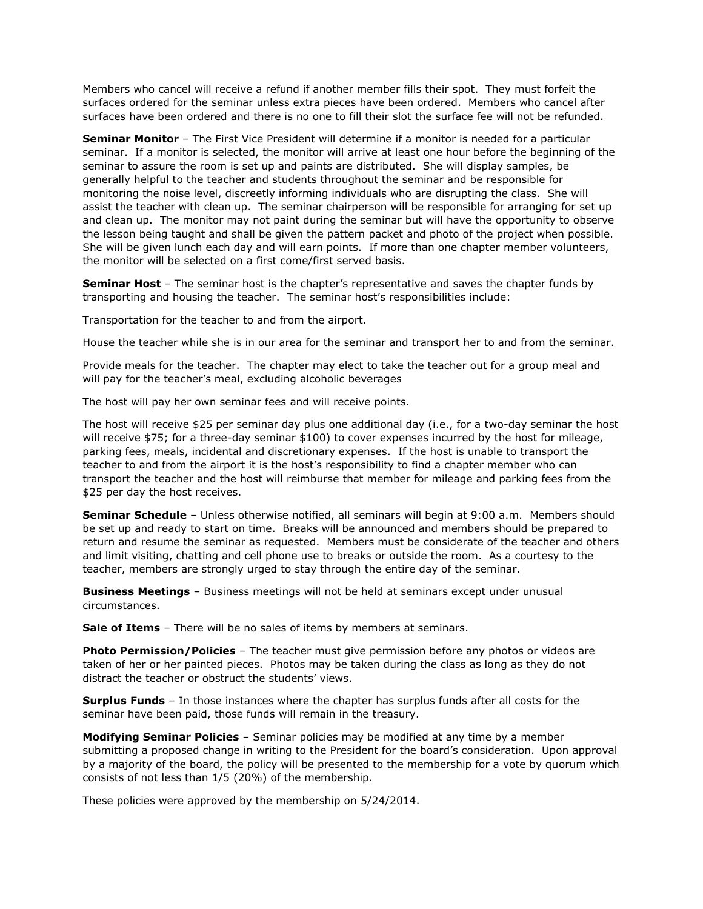Members who cancel will receive a refund if another member fills their spot. They must forfeit the surfaces ordered for the seminar unless extra pieces have been ordered. Members who cancel after surfaces have been ordered and there is no one to fill their slot the surface fee will not be refunded.

**Seminar Monitor** – The First Vice President will determine if a monitor is needed for a particular seminar. If a monitor is selected, the monitor will arrive at least one hour before the beginning of the seminar to assure the room is set up and paints are distributed. She will display samples, be generally helpful to the teacher and students throughout the seminar and be responsible for monitoring the noise level, discreetly informing individuals who are disrupting the class. She will assist the teacher with clean up. The seminar chairperson will be responsible for arranging for set up and clean up. The monitor may not paint during the seminar but will have the opportunity to observe the lesson being taught and shall be given the pattern packet and photo of the project when possible. She will be given lunch each day and will earn points. If more than one chapter member volunteers, the monitor will be selected on a first come/first served basis.

**Seminar Host** – The seminar host is the chapter's representative and saves the chapter funds by transporting and housing the teacher. The seminar host's responsibilities include:

Transportation for the teacher to and from the airport.

House the teacher while she is in our area for the seminar and transport her to and from the seminar.

Provide meals for the teacher. The chapter may elect to take the teacher out for a group meal and will pay for the teacher's meal, excluding alcoholic beverages

The host will pay her own seminar fees and will receive points.

The host will receive $25 per seminar day plus one additional day (i.e., for a two-day seminar the host will receive $75; for a three-day seminar $100) to cover expenses incurred by the host for mileage, parking fees, meals, incidental and discretionary expenses. If the host is unable to transport the teacher to and from the airport it is the host's responsibility to find a chapter member who can transport the teacher and the host will reimburse that member for mileage and parking fees from the $25 per day the host receives.

**Seminar Schedule** – Unless otherwise notified, all seminars will begin at 9:00 a.m. Members should be set up and ready to start on time. Breaks will be announced and members should be prepared to return and resume the seminar as requested. Members must be considerate of the teacher and others and limit visiting, chatting and cell phone use to breaks or outside the room. As a courtesy to the teacher, members are strongly urged to stay through the entire day of the seminar.

**Business Meetings** – Business meetings will not be held at seminars except under unusual circumstances.

**Sale of Items** – There will be no sales of items by members at seminars.

**Photo Permission/Policies** – The teacher must give permission before any photos or videos are taken of her or her painted pieces. Photos may be taken during the class as long as they do not distract the teacher or obstruct the students' views.

**Surplus Funds** – In those instances where the chapter has surplus funds after all costs for the seminar have been paid, those funds will remain in the treasury.

**Modifying Seminar Policies** – Seminar policies may be modified at any time by a member submitting a proposed change in writing to the President for the board's consideration. Upon approval by a majority of the board, the policy will be presented to the membership for a vote by quorum which consists of not less than 1/5 (20%) of the membership.

These policies were approved by the membership on 5/24/2014.